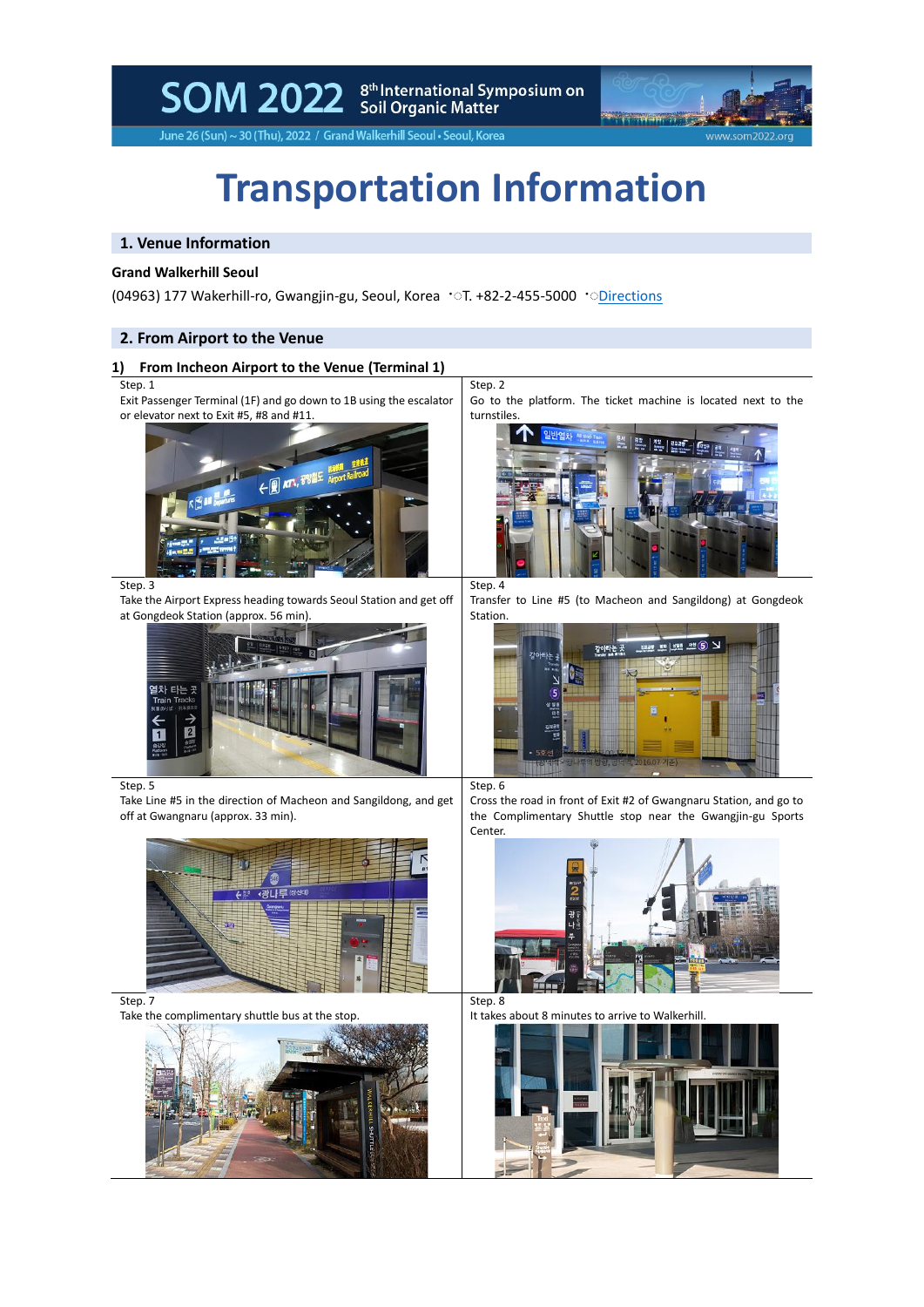# Transportation Information

## 1. Venue Information

**Grand Walkerhill Seoul**

(04963) 177 Wakerhill-ro, Gwangjin-gu, Seoul, Korea ㆍ○T. +82-2-455-5000 ㆍ○Directions

## 2. From Airport to the Venue

### 1) From Incheon Airport to the Venue (Terminal 1)

Step. 1
Exit Passenger Terminal (1F) and go down to 1B using the escalator or elevator next to Exit #5, #8 and #11.

Step. 2
Go to the platform. The ticket machine is located next to the turnstiles.

Step. 3
Take the Airport Express heading towards Seoul Station and get off at Gongdeok Station (approx. 56 min).

Step. 4
Transfer to Line #5 (to Macheon and Sangildong) at Gongdeok Station.

Step. 5
Take Line #5 in the direction of Macheon and Sangildong, and get off at Gwangnaru (approx. 33 min).

Step. 6
Cross the road in front of Exit #2 of Gwangnaru Station, and go to the Complimentary Shuttle stop near the Gwangjin-gu Sports Center.

Step. 7
Take the complimentary shuttle bus at the stop.

Step. 8
It takes about 8 minutes to arrive to Walkerhill.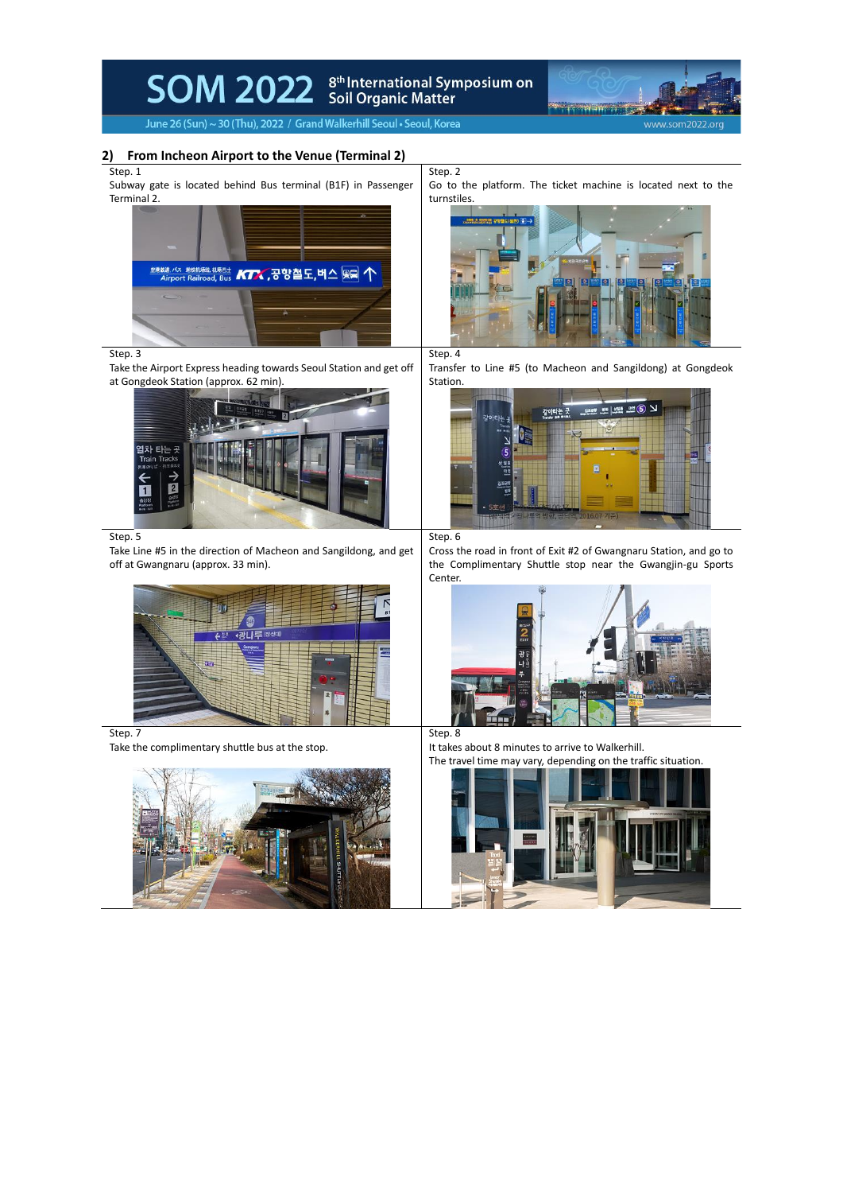## 2) From Incheon Airport to the Venue (Terminal 2)

Step. 1

Subway gate is located behind Bus terminal (B1F) in Passenger Terminal 2.

Step. 2

Go to the platform. The ticket machine is located next to the turnstiles.

Step. 3

Take the Airport Express heading towards Seoul Station and get off at Gongdeok Station (approx. 62 min).

Step. 4

Transfer to Line #5 (to Macheon and Sangildong) at Gongdeok Station.

Step. 5

Take Line #5 in the direction of Macheon and Sangildong, and get off at Gwangnaru (approx. 33 min).

Step. 6

Cross the road in front of Exit #2 of Gwangnaru Station, and go to the Complimentary Shuttle stop near the Gwangjin-gu Sports Center.

Step. 7

Take the complimentary shuttle bus at the stop.

Step. 8

It takes about 8 minutes to arrive to Walkerhill.
The travel time may vary, depending on the traffic situation.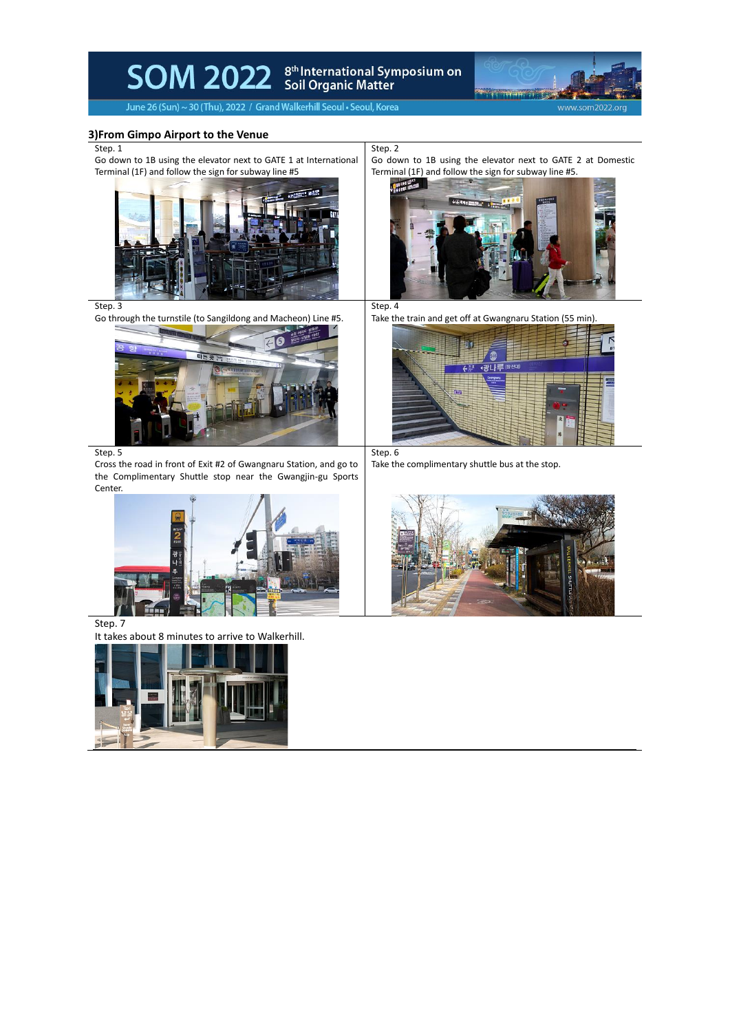### 3)From Gimpo Airport to the Venue

Step. 1

Go down to 1B using the elevator next to GATE 1 at International Terminal (1F) and follow the sign for subway line #5

Step. 2

Go down to 1B using the elevator next to GATE 2 at Domestic Terminal (1F) and follow the sign for subway line #5.

Step. 3

Go through the turnstile (to Sangildong and Macheon) Line #5.

Step. 4

Take the train and get off at Gwangnaru Station (55 min).

Step. 5

Cross the road in front of Exit #2 of Gwangnaru Station, and go to the Complimentary Shuttle stop near the Gwangjin-gu Sports Center.

Step. 6

Take the complimentary shuttle bus at the stop.

Step. 7

It takes about 8 minutes to arrive to Walkerhill.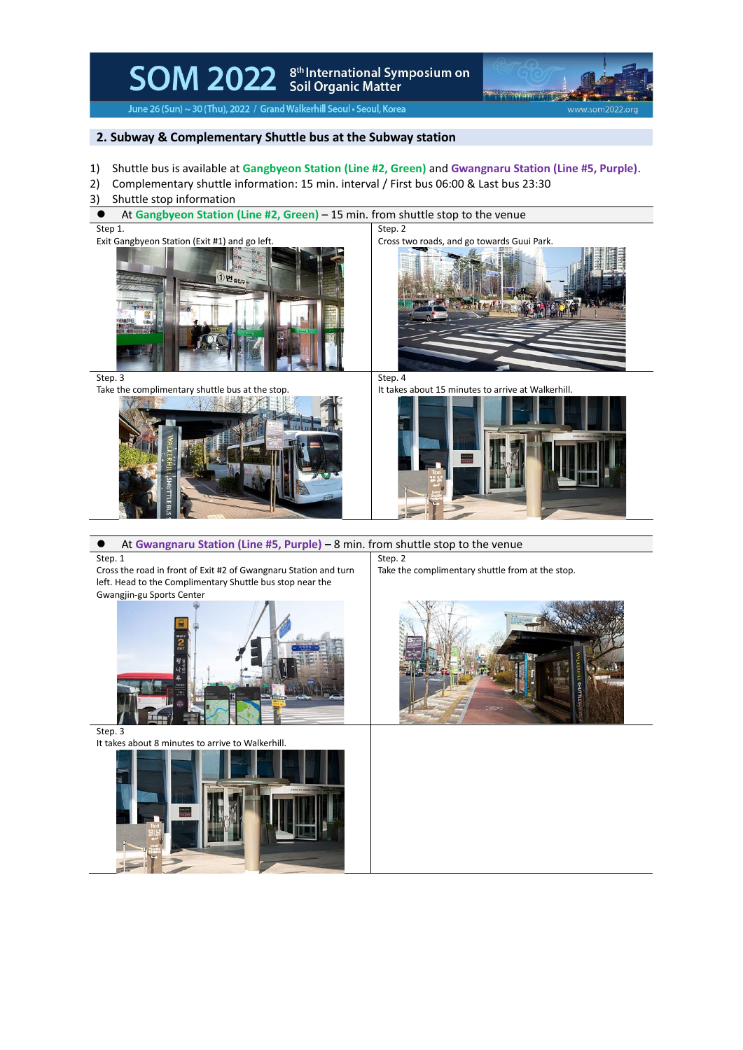## 2. Subway & Complementary Shuttle bus at the Subway station

1) Shuttle bus is available at **Gangbyeon Station (Line #2, Green)** and **Gwangnaru Station (Line #5, Purple)**.
2) Complementary shuttle information: 15 min. interval / First bus 06:00 & Last bus 23:30
3) Shuttle stop information

- At **Gangbyeon Station (Line #2, Green)** – 15 min. from shuttle stop to the venue

Step 1.
Exit Gangbyeon Station (Exit #1) and go left.

Step. 2
Cross two roads, and go towards Guui Park.

Step. 3
Take the complimentary shuttle bus at the stop.

Step. 4
It takes about 15 minutes to arrive at Walkerhill.

- At **Gwangnaru Station (Line #5, Purple) –** 8 min. from shuttle stop to the venue

Step. 1
Cross the road in front of Exit #2 of Gwangnaru Station and turn left. Head to the Complimentary Shuttle bus stop near the Gwangjin-gu Sports Center

Step. 2
Take the complimentary shuttle from at the stop.

Step. 3
It takes about 8 minutes to arrive to Walkerhill.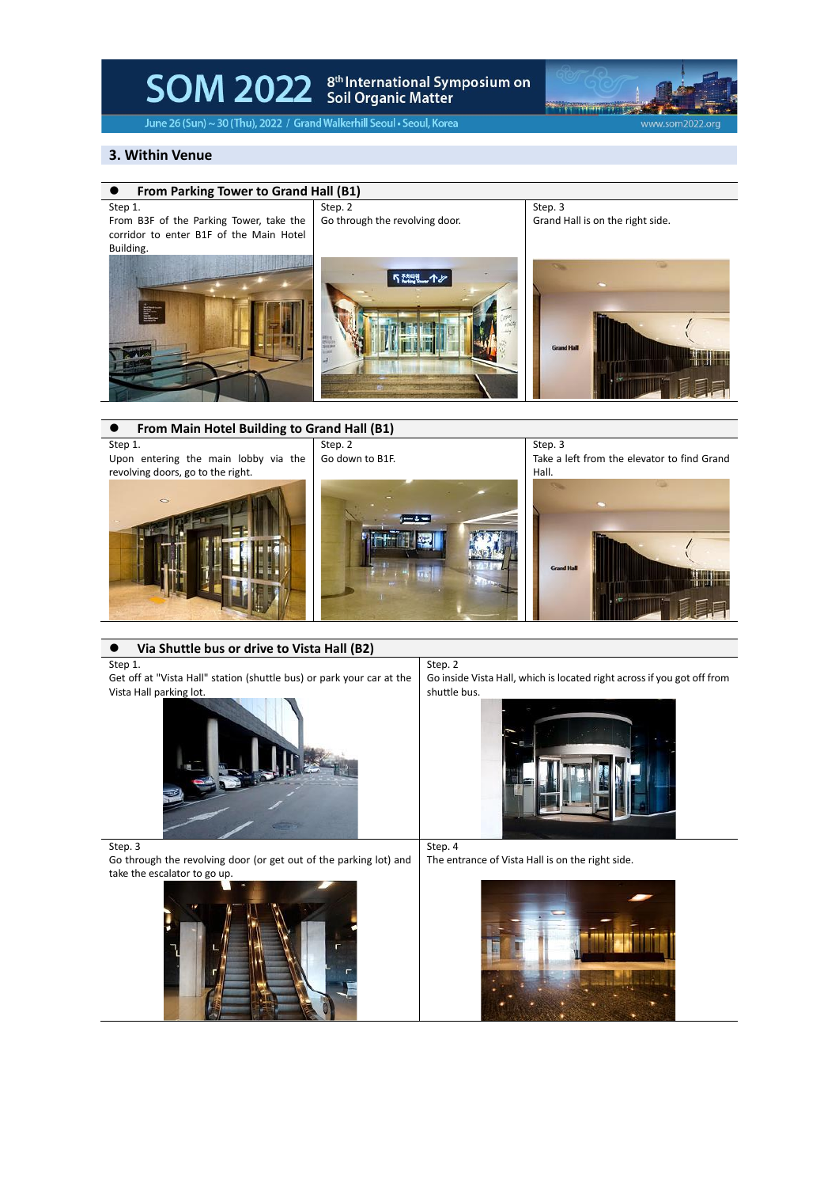## 3. Within Venue

### From Parking Tower to Grand Hall (B1)

| Step 1. | Step. 2 | Step. 3 |
| --- | --- | --- |
| From B3F of the Parking Tower, take the corridor to enter B1F of the Main Hotel Building. | Go through the revolving door. | Grand Hall is on the right side. |

### From Main Hotel Building to Grand Hall (B1)

| Step 1. | Step. 2 | Step. 3 |
| --- | --- | --- |
| Upon entering the main lobby via the revolving doors, go to the right. | Go down to B1F. | Take a left from the elevator to find Grand Hall. |

### Via Shuttle bus or drive to Vista Hall (B2)

| Step 1. | Step. 2 |
| --- | --- |
| Get off at "Vista Hall" station (shuttle bus) or park your car at the Vista Hall parking lot. | Go inside Vista Hall, which is located right across if you got off from shuttle bus. |
| **Step. 3** | **Step. 4** |
| Go through the revolving door (or get out of the parking lot) and take the escalator to go up. | The entrance of Vista Hall is on the right side. |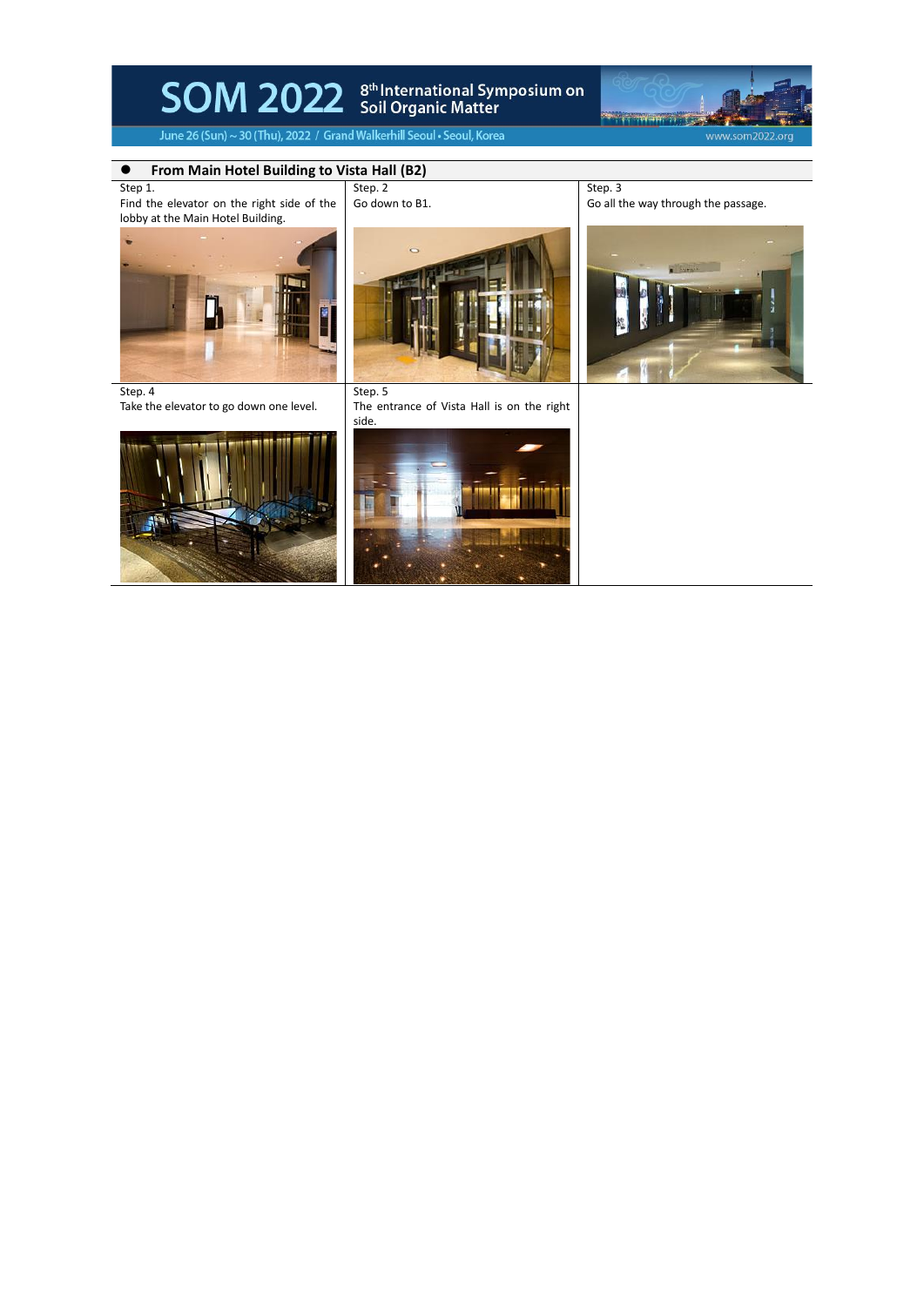- **From Main Hotel Building to Vista Hall (B2)**

| | | |
|---|---|---|
| Step 1.<br>Find the elevator on the right side of the lobby at the Main Hotel Building. | Step. 2<br>Go down to B1. | Step. 3<br>Go all the way through the passage. |
| Step. 4<br>Take the elevator to go down one level. | Step. 5<br>The entrance of Vista Hall is on the right side. | |